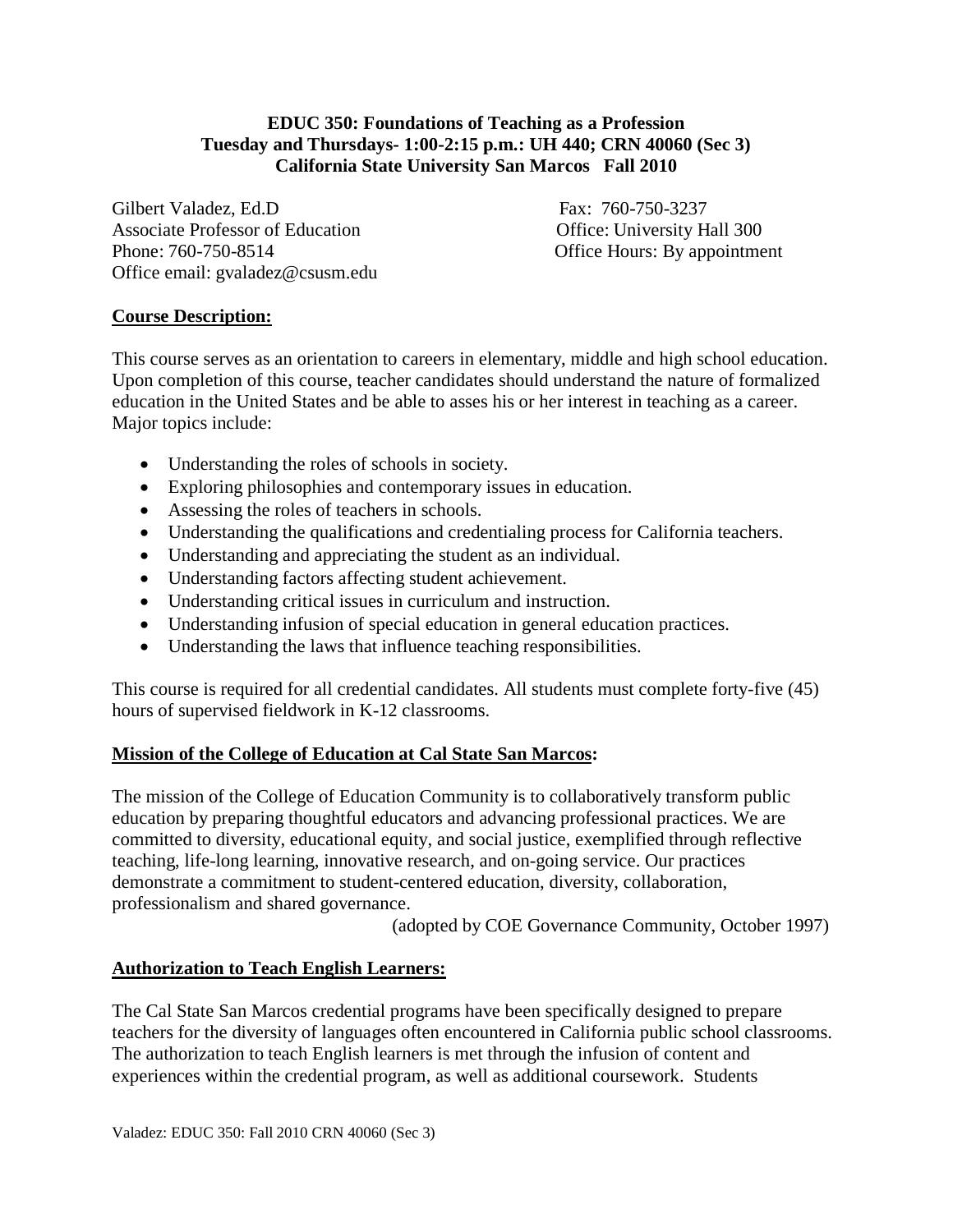**EDUC 350: Foundations of Teaching as a Profession**
**Tuesday and Thursdays- 1:00-2:15 p.m.: UH 440; CRN 40060 (Sec 3)**
**California State University San Marcos Fall 2010**

Gilbert Valadez, Ed.D
Associate Professor of Education
Phone: 760-750-8514
Office email: gvaladez@csusm.edu

Fax: 760-750-3237
Office: University Hall 300
Office Hours: By appointment

## Course Description:

This course serves as an orientation to careers in elementary, middle and high school education. Upon completion of this course, teacher candidates should understand the nature of formalized education in the United States and be able to asses his or her interest in teaching as a career. Major topics include:

- Understanding the roles of schools in society.
- Exploring philosophies and contemporary issues in education.
- Assessing the roles of teachers in schools.
- Understanding the qualifications and credentialing process for California teachers.
- Understanding and appreciating the student as an individual.
- Understanding factors affecting student achievement.
- Understanding critical issues in curriculum and instruction.
- Understanding infusion of special education in general education practices.
- Understanding the laws that influence teaching responsibilities.

This course is required for all credential candidates. All students must complete forty-five (45) hours of supervised fieldwork in K-12 classrooms.

## Mission of the College of Education at Cal State San Marcos:

The mission of the College of Education Community is to collaboratively transform public education by preparing thoughtful educators and advancing professional practices. We are committed to diversity, educational equity, and social justice, exemplified through reflective teaching, life-long learning, innovative research, and on-going service. Our practices demonstrate a commitment to student-centered education, diversity, collaboration, professionalism and shared governance.

(adopted by COE Governance Community, October 1997)

## Authorization to Teach English Learners:

The Cal State San Marcos credential programs have been specifically designed to prepare teachers for the diversity of languages often encountered in California public school classrooms. The authorization to teach English learners is met through the infusion of content and experiences within the credential program, as well as additional coursework. Students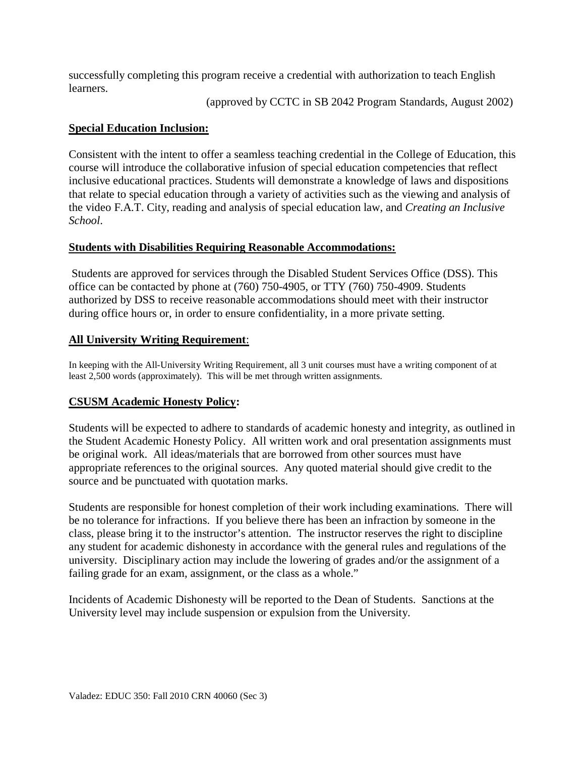successfully completing this program receive a credential with authorization to teach English learners.

(approved by CCTC in SB 2042 Program Standards, August 2002)

**Special Education Inclusion:**

Consistent with the intent to offer a seamless teaching credential in the College of Education, this course will introduce the collaborative infusion of special education competencies that reflect inclusive educational practices. Students will demonstrate a knowledge of laws and dispositions that relate to special education through a variety of activities such as the viewing and analysis of the video F.A.T. City, reading and analysis of special education law, and *Creating an Inclusive School*.

**Students with Disabilities Requiring Reasonable Accommodations:**

Students are approved for services through the Disabled Student Services Office (DSS). This office can be contacted by phone at (760) 750-4905, or TTY (760) 750-4909. Students authorized by DSS to receive reasonable accommodations should meet with their instructor during office hours or, in order to ensure confidentiality, in a more private setting.

**All University Writing Requirement**:

In keeping with the All-University Writing Requirement, all 3 unit courses must have a writing component of at least 2,500 words (approximately). This will be met through written assignments.

**CSUSM Academic Honesty Policy:**

Students will be expected to adhere to standards of academic honesty and integrity, as outlined in the Student Academic Honesty Policy. All written work and oral presentation assignments must be original work. All ideas/materials that are borrowed from other sources must have appropriate references to the original sources. Any quoted material should give credit to the source and be punctuated with quotation marks.

Students are responsible for honest completion of their work including examinations. There will be no tolerance for infractions. If you believe there has been an infraction by someone in the class, please bring it to the instructor's attention. The instructor reserves the right to discipline any student for academic dishonesty in accordance with the general rules and regulations of the university. Disciplinary action may include the lowering of grades and/or the assignment of a failing grade for an exam, assignment, or the class as a whole."

Incidents of Academic Dishonesty will be reported to the Dean of Students. Sanctions at the University level may include suspension or expulsion from the University.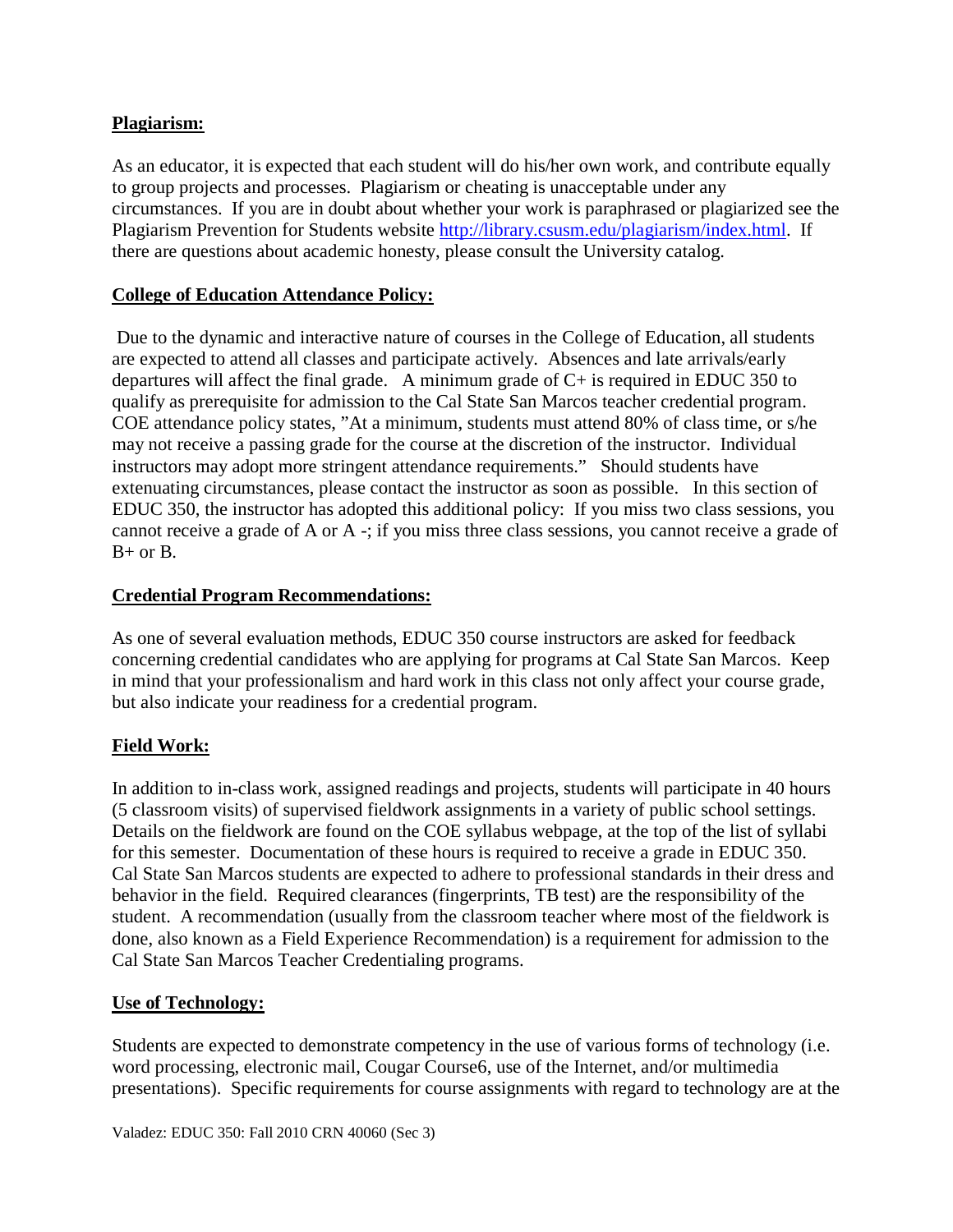## Plagiarism:

As an educator, it is expected that each student will do his/her own work, and contribute equally to group projects and processes. Plagiarism or cheating is unacceptable under any circumstances. If you are in doubt about whether your work is paraphrased or plagiarized see the Plagiarism Prevention for Students website http://library.csusm.edu/plagiarism/index.html. If there are questions about academic honesty, please consult the University catalog.

## College of Education Attendance Policy:

Due to the dynamic and interactive nature of courses in the College of Education, all students are expected to attend all classes and participate actively. Absences and late arrivals/early departures will affect the final grade. A minimum grade of C+ is required in EDUC 350 to qualify as prerequisite for admission to the Cal State San Marcos teacher credential program. COE attendance policy states, "At a minimum, students must attend 80% of class time, or s/he may not receive a passing grade for the course at the discretion of the instructor. Individual instructors may adopt more stringent attendance requirements." Should students have extenuating circumstances, please contact the instructor as soon as possible. In this section of EDUC 350, the instructor has adopted this additional policy: If you miss two class sessions, you cannot receive a grade of A or A -; if you miss three class sessions, you cannot receive a grade of B+ or B.

## Credential Program Recommendations:

As one of several evaluation methods, EDUC 350 course instructors are asked for feedback concerning credential candidates who are applying for programs at Cal State San Marcos. Keep in mind that your professionalism and hard work in this class not only affect your course grade, but also indicate your readiness for a credential program.

## Field Work:

In addition to in-class work, assigned readings and projects, students will participate in 40 hours (5 classroom visits) of supervised fieldwork assignments in a variety of public school settings. Details on the fieldwork are found on the COE syllabus webpage, at the top of the list of syllabi for this semester. Documentation of these hours is required to receive a grade in EDUC 350. Cal State San Marcos students are expected to adhere to professional standards in their dress and behavior in the field. Required clearances (fingerprints, TB test) are the responsibility of the student. A recommendation (usually from the classroom teacher where most of the fieldwork is done, also known as a Field Experience Recommendation) is a requirement for admission to the Cal State San Marcos Teacher Credentialing programs.

## Use of Technology:

Students are expected to demonstrate competency in the use of various forms of technology (i.e. word processing, electronic mail, Cougar Course6, use of the Internet, and/or multimedia presentations). Specific requirements for course assignments with regard to technology are at the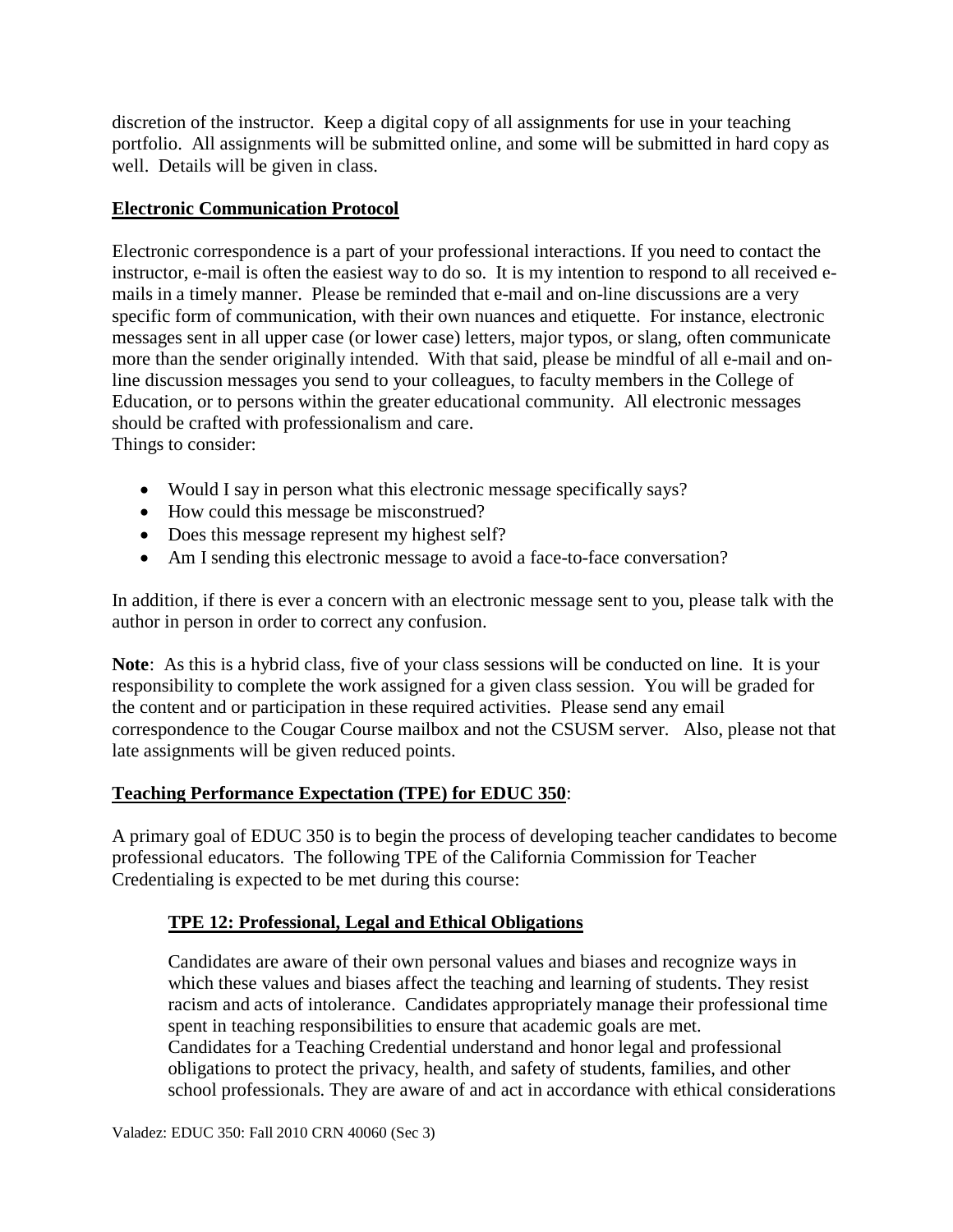discretion of the instructor. Keep a digital copy of all assignments for use in your teaching portfolio. All assignments will be submitted online, and some will be submitted in hard copy as well. Details will be given in class.

## Electronic Communication Protocol

Electronic correspondence is a part of your professional interactions. If you need to contact the instructor, e-mail is often the easiest way to do so. It is my intention to respond to all received e-mails in a timely manner. Please be reminded that e-mail and on-line discussions are a very specific form of communication, with their own nuances and etiquette. For instance, electronic messages sent in all upper case (or lower case) letters, major typos, or slang, often communicate more than the sender originally intended. With that said, please be mindful of all e-mail and on-line discussion messages you send to your colleagues, to faculty members in the College of Education, or to persons within the greater educational community. All electronic messages should be crafted with professionalism and care.
Things to consider:

- Would I say in person what this electronic message specifically says?
- How could this message be misconstrued?
- Does this message represent my highest self?
- Am I sending this electronic message to avoid a face-to-face conversation?

In addition, if there is ever a concern with an electronic message sent to you, please talk with the author in person in order to correct any confusion.

**Note**: As this is a hybrid class, five of your class sessions will be conducted on line. It is your responsibility to complete the work assigned for a given class session. You will be graded for the content and or participation in these required activities. Please send any email correspondence to the Cougar Course mailbox and not the CSUSM server. Also, please not that late assignments will be given reduced points.

## Teaching Performance Expectation (TPE) for EDUC 350:

A primary goal of EDUC 350 is to begin the process of developing teacher candidates to become professional educators. The following TPE of the California Commission for Teacher Credentialing is expected to be met during this course:

### TPE 12: Professional, Legal and Ethical Obligations

Candidates are aware of their own personal values and biases and recognize ways in which these values and biases affect the teaching and learning of students. They resist racism and acts of intolerance. Candidates appropriately manage their professional time spent in teaching responsibilities to ensure that academic goals are met.
Candidates for a Teaching Credential understand and honor legal and professional obligations to protect the privacy, health, and safety of students, families, and other school professionals. They are aware of and act in accordance with ethical considerations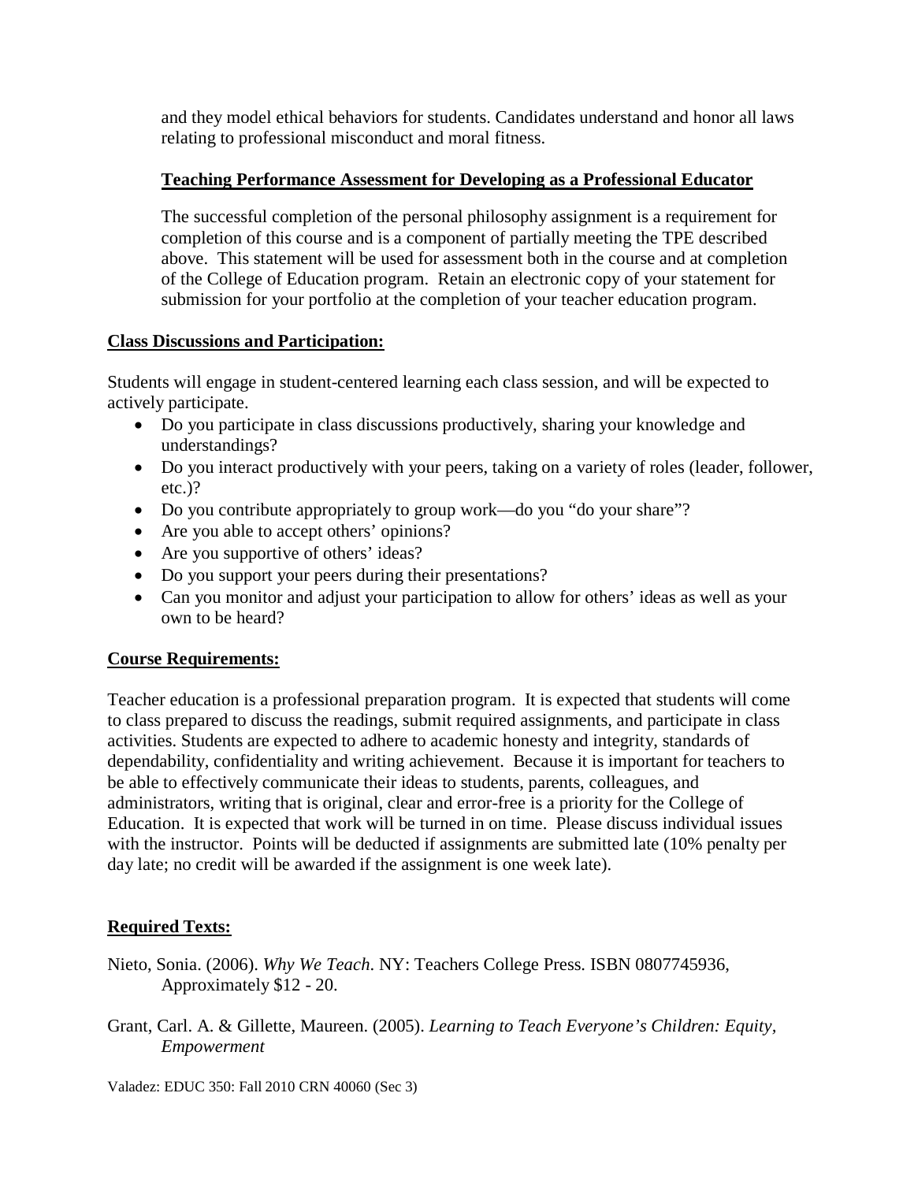and they model ethical behaviors for students. Candidates understand and honor all laws relating to professional misconduct and moral fitness.

**Teaching Performance Assessment for Developing as a Professional Educator**

The successful completion of the personal philosophy assignment is a requirement for completion of this course and is a component of partially meeting the TPE described above. This statement will be used for assessment both in the course and at completion of the College of Education program. Retain an electronic copy of your statement for submission for your portfolio at the completion of your teacher education program.

## Class Discussions and Participation:

Students will engage in student-centered learning each class session, and will be expected to actively participate.

- Do you participate in class discussions productively, sharing your knowledge and understandings?
- Do you interact productively with your peers, taking on a variety of roles (leader, follower, etc.)?
- Do you contribute appropriately to group work—do you "do your share"?
- Are you able to accept others' opinions?
- Are you supportive of others' ideas?
- Do you support your peers during their presentations?
- Can you monitor and adjust your participation to allow for others' ideas as well as your own to be heard?

## Course Requirements:

Teacher education is a professional preparation program. It is expected that students will come to class prepared to discuss the readings, submit required assignments, and participate in class activities. Students are expected to adhere to academic honesty and integrity, standards of dependability, confidentiality and writing achievement. Because it is important for teachers to be able to effectively communicate their ideas to students, parents, colleagues, and administrators, writing that is original, clear and error-free is a priority for the College of Education. It is expected that work will be turned in on time. Please discuss individual issues with the instructor. Points will be deducted if assignments are submitted late (10% penalty per day late; no credit will be awarded if the assignment is one week late).

## Required Texts:

Nieto, Sonia. (2006). *Why We Teach*. NY: Teachers College Press. ISBN 0807745936, Approximately $12 - 20.

Grant, Carl. A. & Gillette, Maureen. (2005). *Learning to Teach Everyone's Children: Equity, Empowerment*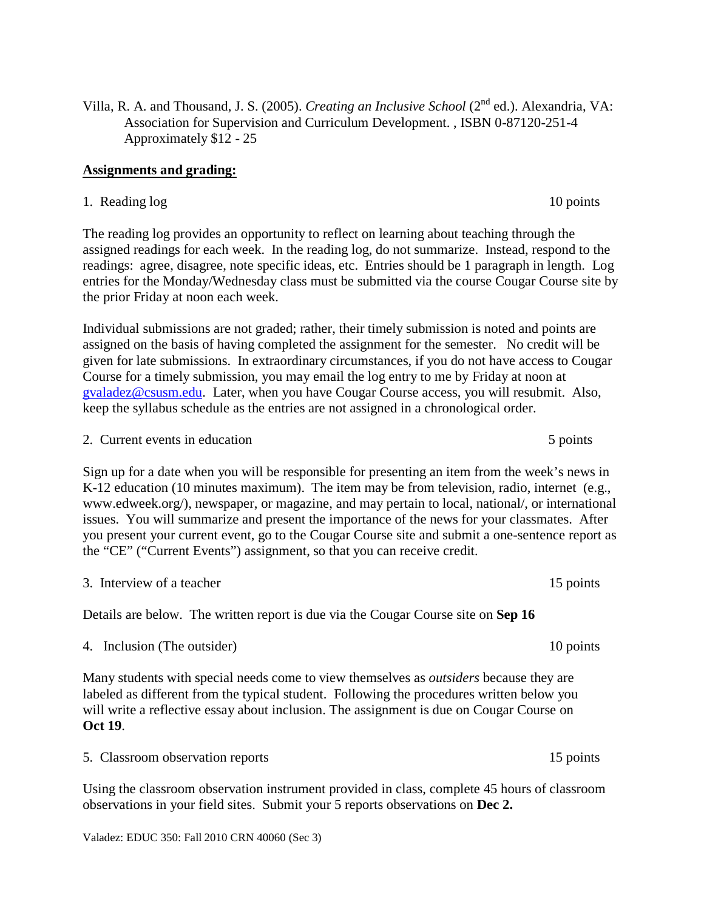Villa, R. A. and Thousand, J. S. (2005). *Creating an Inclusive School* (2nd ed.). Alexandria, VA: Association for Supervision and Curriculum Development. , ISBN 0-87120-251-4 Approximately $12 - 25

**Assignments and grading:**

1. Reading log — 10 points

The reading log provides an opportunity to reflect on learning about teaching through the assigned readings for each week. In the reading log, do not summarize. Instead, respond to the readings: agree, disagree, note specific ideas, etc. Entries should be 1 paragraph in length. Log entries for the Monday/Wednesday class must be submitted via the course Cougar Course site by the prior Friday at noon each week.

Individual submissions are not graded; rather, their timely submission is noted and points are assigned on the basis of having completed the assignment for the semester. No credit will be given for late submissions. In extraordinary circumstances, if you do not have access to Cougar Course for a timely submission, you may email the log entry to me by Friday at noon at gvaladez@csusm.edu. Later, when you have Cougar Course access, you will resubmit. Also, keep the syllabus schedule as the entries are not assigned in a chronological order.

2. Current events in education — 5 points

Sign up for a date when you will be responsible for presenting an item from the week's news in K-12 education (10 minutes maximum). The item may be from television, radio, internet (e.g., www.edweek.org/), newspaper, or magazine, and may pertain to local, national/, or international issues. You will summarize and present the importance of the news for your classmates. After you present your current event, go to the Cougar Course site and submit a one-sentence report as the "CE" ("Current Events") assignment, so that you can receive credit.

3. Interview of a teacher — 15 points

Details are below. The written report is due via the Cougar Course site on **Sep 16**

4. Inclusion (The outsider) — 10 points

Many students with special needs come to view themselves as *outsiders* because they are labeled as different from the typical student. Following the procedures written below you will write a reflective essay about inclusion. The assignment is due on Cougar Course on **Oct 19**.

5. Classroom observation reports — 15 points

Using the classroom observation instrument provided in class, complete 45 hours of classroom observations in your field sites. Submit your 5 reports observations on **Dec 2.**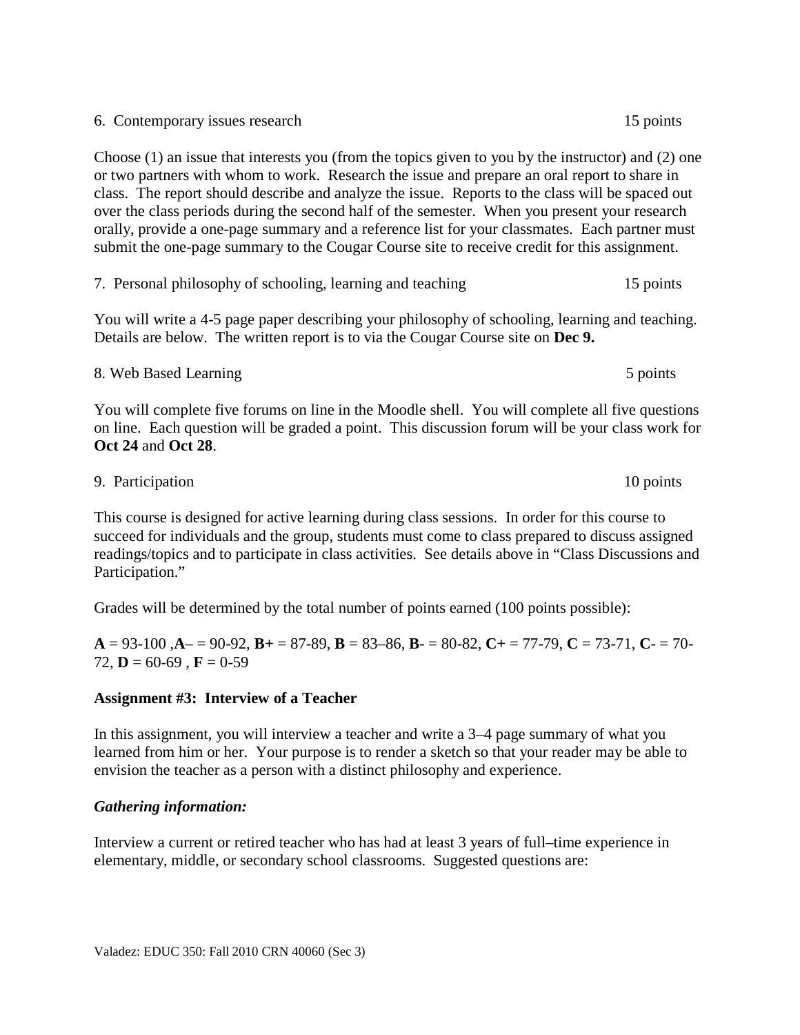6. Contemporary issues research 15 points

Choose (1) an issue that interests you (from the topics given to you by the instructor) and (2) one or two partners with whom to work. Research the issue and prepare an oral report to share in class. The report should describe and analyze the issue. Reports to the class will be spaced out over the class periods during the second half of the semester. When you present your research orally, provide a one-page summary and a reference list for your classmates. Each partner must submit the one-page summary to the Cougar Course site to receive credit for this assignment.

7. Personal philosophy of schooling, learning and teaching 15 points

You will write a 4-5 page paper describing your philosophy of schooling, learning and teaching. Details are below. The written report is to via the Cougar Course site on **Dec 9.**

8. Web Based Learning 5 points

You will complete five forums on line in the Moodle shell. You will complete all five questions on line. Each question will be graded a point. This discussion forum will be your class work for **Oct 24** and **Oct 28**.

9. Participation 10 points

This course is designed for active learning during class sessions. In order for this course to succeed for individuals and the group, students must come to class prepared to discuss assigned readings/topics and to participate in class activities. See details above in "Class Discussions and Participation."

Grades will be determined by the total number of points earned (100 points possible):

**A** = 93-100 ,**A**– = 90-92, **B+** = 87-89, **B** = 83–86, **B**- = 80-82, **C+** = 77-79, **C** = 73-71, **C**- = 70-72, **D** = 60-69 , **F** = 0-59

**Assignment #3: Interview of a Teacher**

In this assignment, you will interview a teacher and write a 3–4 page summary of what you learned from him or her. Your purpose is to render a sketch so that your reader may be able to envision the teacher as a person with a distinct philosophy and experience.

***Gathering information:***

Interview a current or retired teacher who has had at least 3 years of full–time experience in elementary, middle, or secondary school classrooms. Suggested questions are: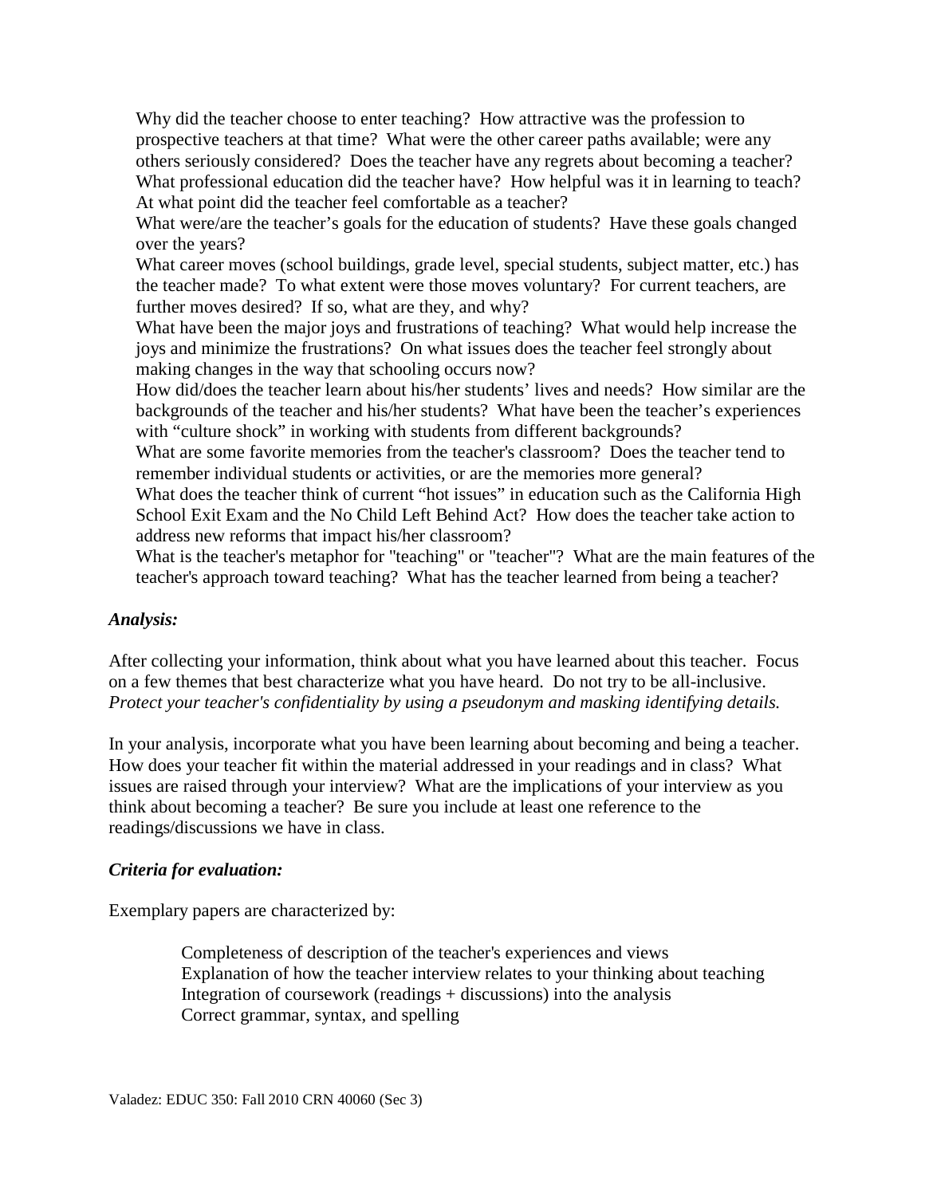Why did the teacher choose to enter teaching? How attractive was the profession to prospective teachers at that time? What were the other career paths available; were any others seriously considered? Does the teacher have any regrets about becoming a teacher?

What professional education did the teacher have? How helpful was it in learning to teach? At what point did the teacher feel comfortable as a teacher?

What were/are the teacher's goals for the education of students? Have these goals changed over the years?

What career moves (school buildings, grade level, special students, subject matter, etc.) has the teacher made? To what extent were those moves voluntary? For current teachers, are further moves desired? If so, what are they, and why?

What have been the major joys and frustrations of teaching? What would help increase the joys and minimize the frustrations? On what issues does the teacher feel strongly about making changes in the way that schooling occurs now?

How did/does the teacher learn about his/her students' lives and needs? How similar are the backgrounds of the teacher and his/her students? What have been the teacher's experiences with "culture shock" in working with students from different backgrounds?

What are some favorite memories from the teacher's classroom? Does the teacher tend to remember individual students or activities, or are the memories more general?

What does the teacher think of current "hot issues" in education such as the California High School Exit Exam and the No Child Left Behind Act? How does the teacher take action to address new reforms that impact his/her classroom?

What is the teacher's metaphor for "teaching" or "teacher"? What are the main features of the teacher's approach toward teaching? What has the teacher learned from being a teacher?

### *Analysis:*

After collecting your information, think about what you have learned about this teacher. Focus on a few themes that best characterize what you have heard. Do not try to be all-inclusive. *Protect your teacher's confidentiality by using a pseudonym and masking identifying details.*

In your analysis, incorporate what you have been learning about becoming and being a teacher. How does your teacher fit within the material addressed in your readings and in class? What issues are raised through your interview? What are the implications of your interview as you think about becoming a teacher? Be sure you include at least one reference to the readings/discussions we have in class.

### *Criteria for evaluation:*

Exemplary papers are characterized by:

- Completeness of description of the teacher's experiences and views
- Explanation of how the teacher interview relates to your thinking about teaching
- Integration of coursework (readings + discussions) into the analysis
- Correct grammar, syntax, and spelling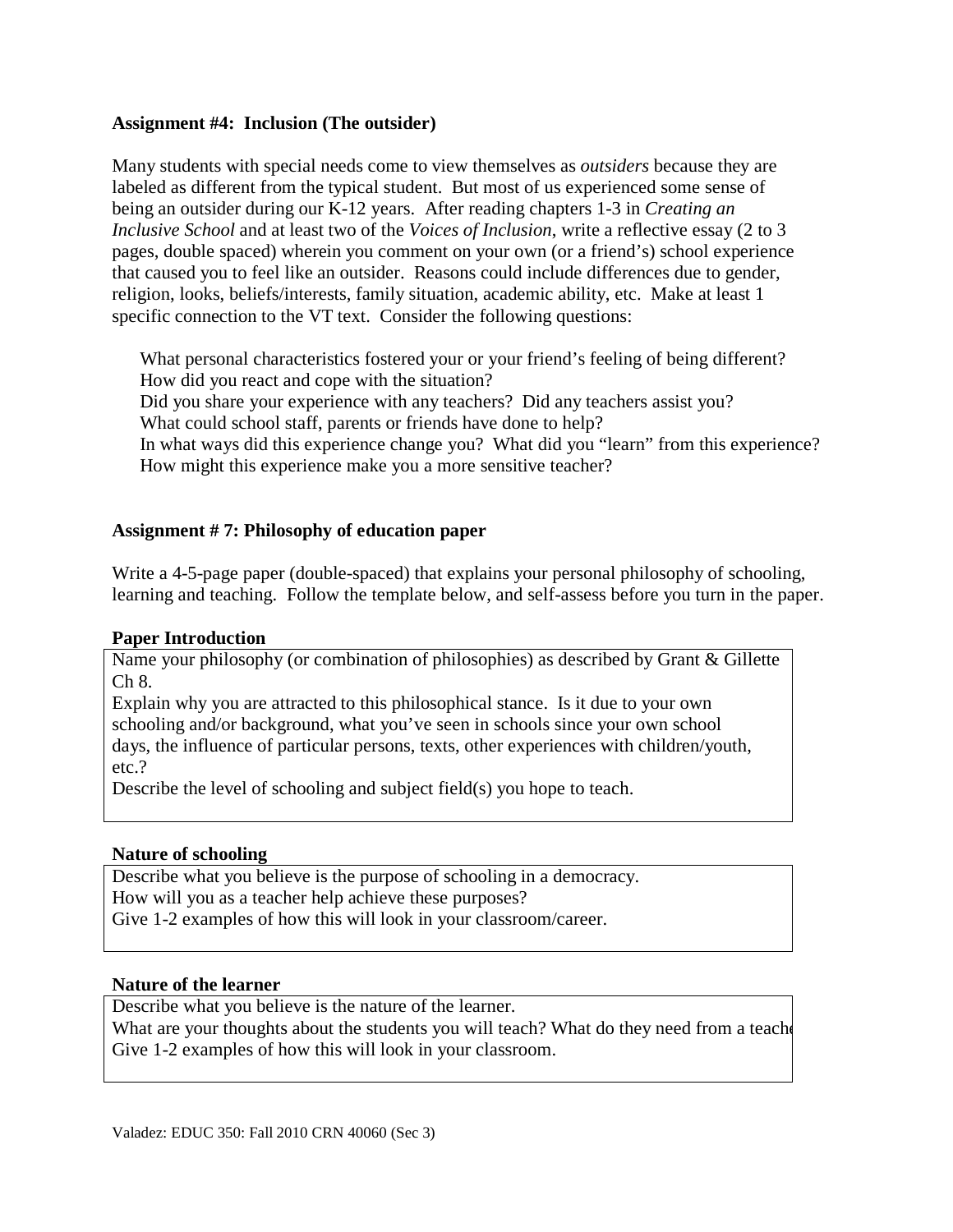**Assignment #4: Inclusion (The outsider)**

Many students with special needs come to view themselves as *outsiders* because they are labeled as different from the typical student. But most of us experienced some sense of being an outsider during our K-12 years. After reading chapters 1-3 in *Creating an Inclusive School* and at least two of the *Voices of Inclusion*, write a reflective essay (2 to 3 pages, double spaced) wherein you comment on your own (or a friend's) school experience that caused you to feel like an outsider. Reasons could include differences due to gender, religion, looks, beliefs/interests, family situation, academic ability, etc. Make at least 1 specific connection to the VT text. Consider the following questions:

- What personal characteristics fostered your or your friend's feeling of being different?
- How did you react and cope with the situation?
- Did you share your experience with any teachers? Did any teachers assist you?
- What could school staff, parents or friends have done to help?
- In what ways did this experience change you? What did you "learn" from this experience?
- How might this experience make you a more sensitive teacher?

**Assignment # 7: Philosophy of education paper**

Write a 4-5-page paper (double-spaced) that explains your personal philosophy of schooling, learning and teaching. Follow the template below, and self-assess before you turn in the paper.

**Paper Introduction**

Name your philosophy (or combination of philosophies) as described by Grant & Gillette Ch 8.
Explain why you are attracted to this philosophical stance. Is it due to your own schooling and/or background, what you've seen in schools since your own school days, the influence of particular persons, texts, other experiences with children/youth, etc.?
Describe the level of schooling and subject field(s) you hope to teach.

**Nature of schooling**

Describe what you believe is the purpose of schooling in a democracy.
How will you as a teacher help achieve these purposes?
Give 1-2 examples of how this will look in your classroom/career.

**Nature of the learner**

Describe what you believe is the nature of the learner.
What are your thoughts about the students you will teach? What do they need from a teache
Give 1-2 examples of how this will look in your classroom.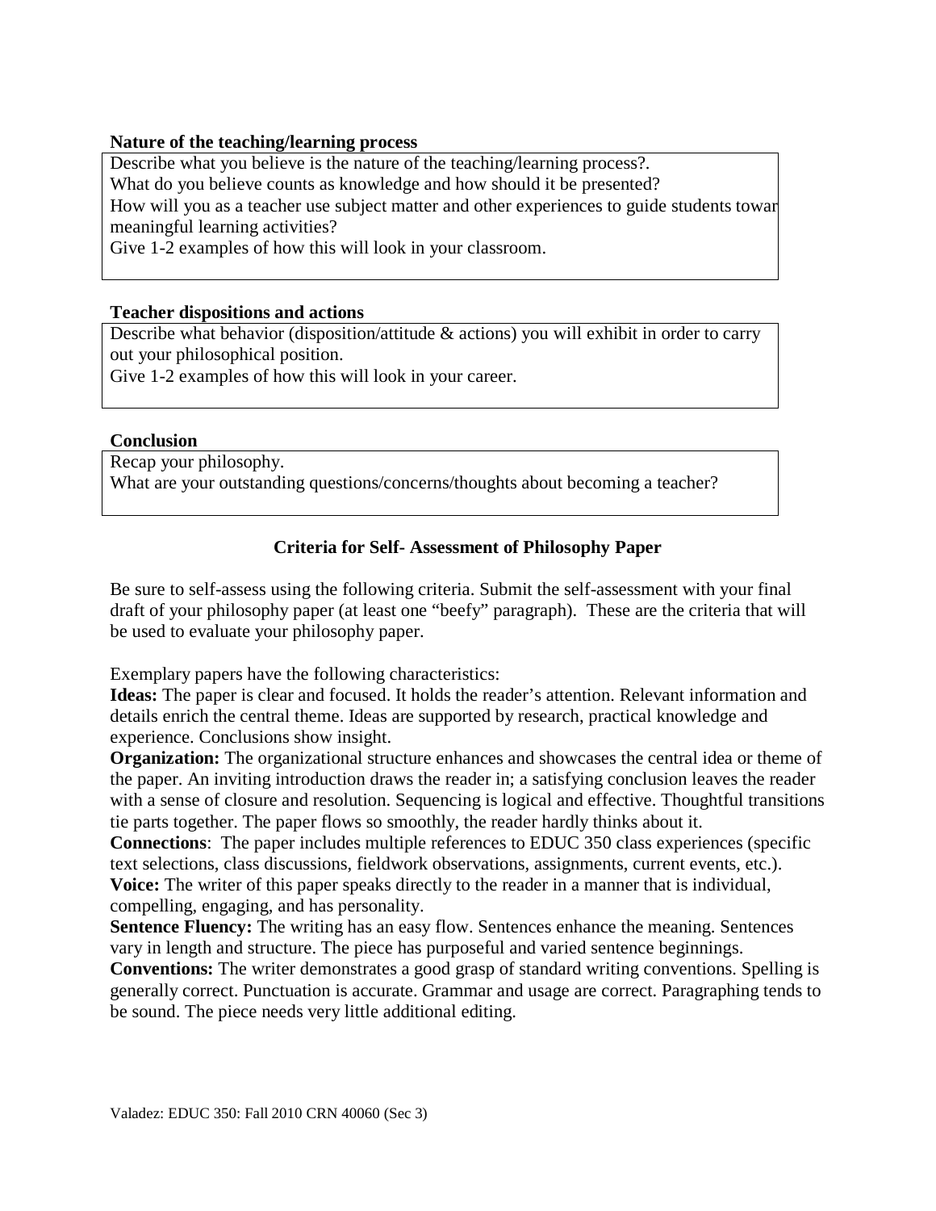**Nature of the teaching/learning process**

Describe what you believe is the nature of the teaching/learning process?.
What do you believe counts as knowledge and how should it be presented?
How will you as a teacher use subject matter and other experiences to guide students towar meaningful learning activities?
Give 1-2 examples of how this will look in your classroom.

**Teacher dispositions and actions**

Describe what behavior (disposition/attitude & actions) you will exhibit in order to carry out your philosophical position.
Give 1-2 examples of how this will look in your career.

**Conclusion**

Recap your philosophy.
What are your outstanding questions/concerns/thoughts about becoming a teacher?

## Criteria for Self- Assessment of Philosophy Paper

Be sure to self-assess using the following criteria. Submit the self-assessment with your final draft of your philosophy paper (at least one "beefy" paragraph). These are the criteria that will be used to evaluate your philosophy paper.

Exemplary papers have the following characteristics:

**Ideas:** The paper is clear and focused. It holds the reader's attention. Relevant information and details enrich the central theme. Ideas are supported by research, practical knowledge and experience. Conclusions show insight.

**Organization:** The organizational structure enhances and showcases the central idea or theme of the paper. An inviting introduction draws the reader in; a satisfying conclusion leaves the reader with a sense of closure and resolution. Sequencing is logical and effective. Thoughtful transitions tie parts together. The paper flows so smoothly, the reader hardly thinks about it.

**Connections**: The paper includes multiple references to EDUC 350 class experiences (specific text selections, class discussions, fieldwork observations, assignments, current events, etc.).

**Voice:** The writer of this paper speaks directly to the reader in a manner that is individual, compelling, engaging, and has personality.

**Sentence Fluency:** The writing has an easy flow. Sentences enhance the meaning. Sentences vary in length and structure. The piece has purposeful and varied sentence beginnings.

**Conventions:** The writer demonstrates a good grasp of standard writing conventions. Spelling is generally correct. Punctuation is accurate. Grammar and usage are correct. Paragraphing tends to be sound. The piece needs very little additional editing.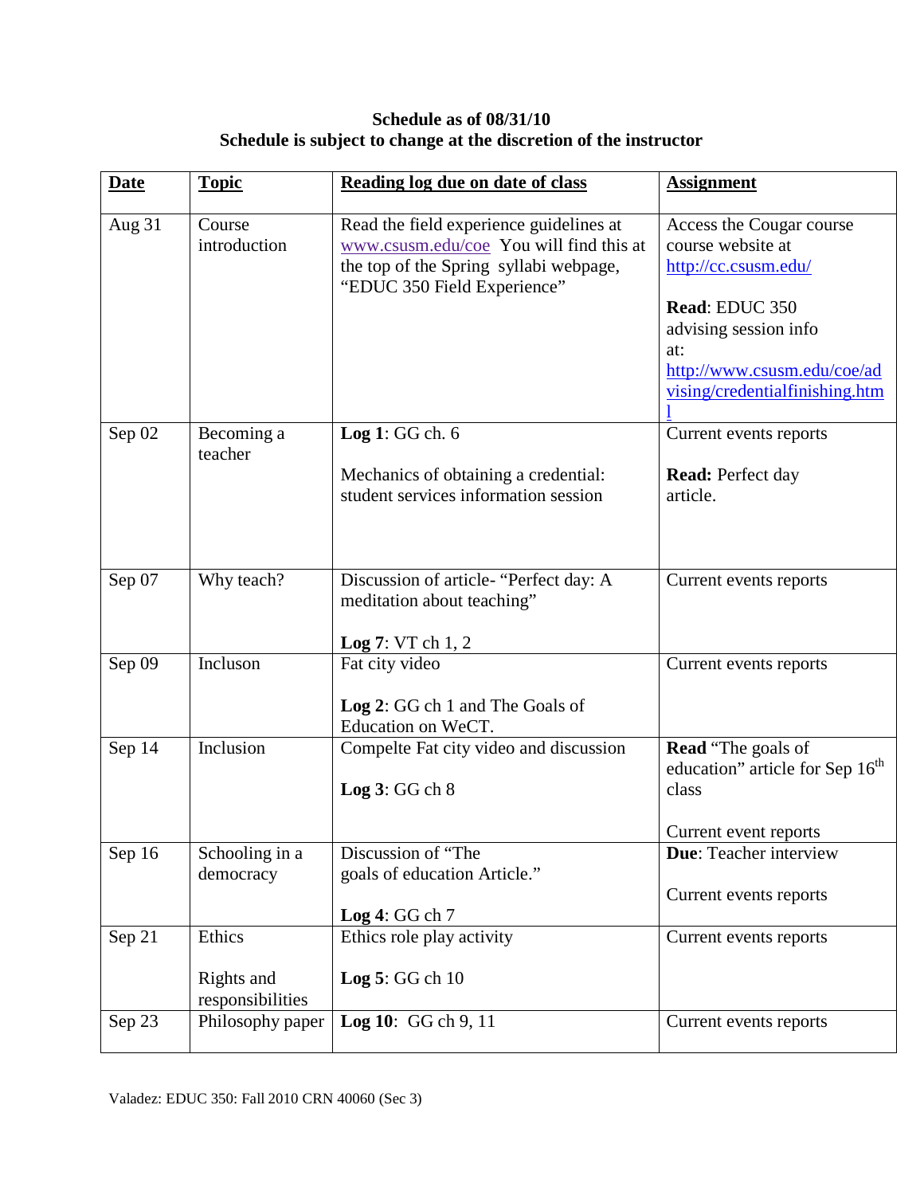**Schedule as of 08/31/10**
**Schedule is subject to change at the discretion of the instructor**

| Date | Topic | Reading log due on date of class | Assignment |
|---|---|---|---|
| Aug 31 | Course introduction | Read the field experience guidelines at www.csusm.edu/coe You will find this at the top of the Spring syllabi webpage, "EDUC 350 Field Experience" | Access the Cougar course course website at http://cc.csusm.edu/ <br><br> **Read**: EDUC 350 advising session info at: http://www.csusm.edu/coe/advising/credentialfinishing.html |
| Sep 02 | Becoming a teacher | **Log 1**: GG ch. 6 <br><br> Mechanics of obtaining a credential: student services information session | Current events reports <br><br> **Read:** Perfect day article. |
| Sep 07 | Why teach? | Discussion of article- "Perfect day: A meditation about teaching" <br><br> **Log 7**: VT ch 1, 2 | Current events reports |
| Sep 09 | Incluson | Fat city video <br><br> **Log 2**: GG ch 1 and The Goals of Education on WeCT. | Current events reports |
| Sep 14 | Inclusion | Compelte Fat city video and discussion <br><br> **Log 3**: GG ch 8 | **Read** "The goals of education" article for Sep 16th class <br><br> Current event reports |
| Sep 16 | Schooling in a democracy | Discussion of "The goals of education Article." <br><br> **Log 4**: GG ch 7 | **Due**: Teacher interview <br><br> Current events reports |
| Sep 21 | Ethics <br><br> Rights and responsibilities | Ethics role play activity <br><br> **Log 5**: GG ch 10 | Current events reports |
| Sep 23 | Philosophy paper | **Log 10**: GG ch 9, 11 | Current events reports |

Valadez: EDUC 350: Fall 2010 CRN 40060 (Sec 3)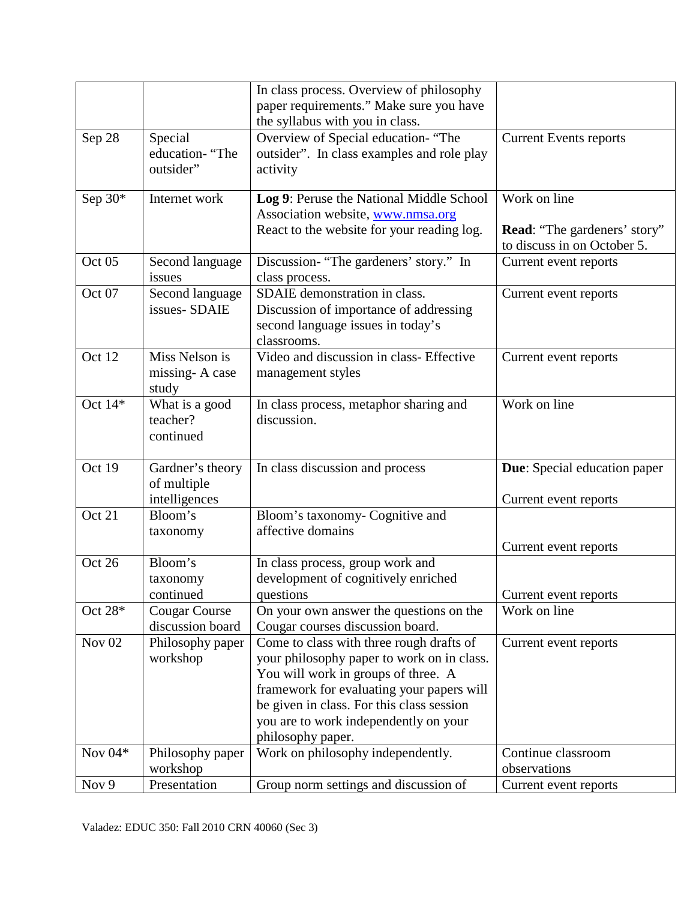| | | | |
|---|---|---|---|
| | | In class process. Overview of philosophy paper requirements." Make sure you have the syllabus with you in class. | |
| Sep 28 | Special education- "The outsider" | Overview of Special education- "The outsider". In class examples and role play activity | Current Events reports |
| Sep 30* | Internet work | **Log 9**: Peruse the National Middle School Association website, www.nmsa.org React to the website for your reading log. | Work on line<br><br>**Read**: "The gardeners' story" to discuss in on October 5. |
| Oct 05 | Second language issues | Discussion- "The gardeners' story." In class process. | Current event reports |
| Oct 07 | Second language issues- SDAIE | SDAIE demonstration in class. Discussion of importance of addressing second language issues in today's classrooms. | Current event reports |
| Oct 12 | Miss Nelson is missing- A case study | Video and discussion in class- Effective management styles | Current event reports |
| Oct 14* | What is a good teacher? continued | In class process, metaphor sharing and discussion. | Work on line |
| Oct 19 | Gardner's theory of multiple intelligences | In class discussion and process | **Due**: Special education paper<br><br>Current event reports |
| Oct 21 | Bloom's taxonomy | Bloom's taxonomy- Cognitive and affective domains | Current event reports |
| Oct 26 | Bloom's taxonomy continued | In class process, group work and development of cognitively enriched questions | Current event reports |
| Oct 28* | Cougar Course discussion board | On your own answer the questions on the Cougar courses discussion board. | Work on line |
| Nov 02 | Philosophy paper workshop | Come to class with three rough drafts of your philosophy paper to work on in class. You will work in groups of three. A framework for evaluating your papers will be given in class. For this class session you are to work independently on your philosophy paper. | Current event reports |
| Nov 04* | Philosophy paper workshop | Work on philosophy independently. | Continue classroom observations |
| Nov 9 | Presentation | Group norm settings and discussion of | Current event reports |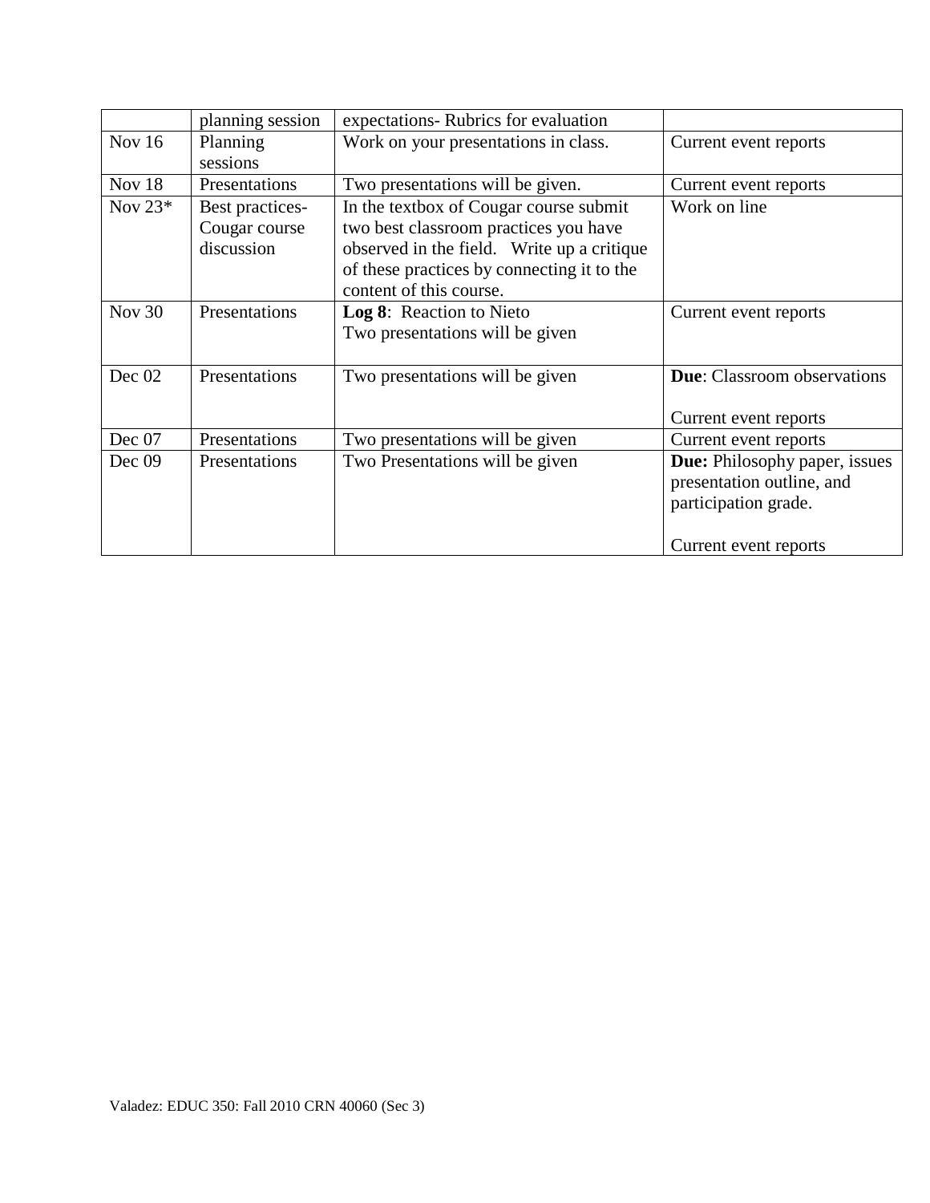| | | | |
|---|---|---|---|
| | planning session | expectations- Rubrics for evaluation | |
| Nov 16 | Planning sessions | Work on your presentations in class. | Current event reports |
| Nov 18 | Presentations | Two presentations will be given. | Current event reports |
| Nov 23* | Best practices-Cougar course discussion | In the textbox of Cougar course submit two best classroom practices you have observed in the field. Write up a critique of these practices by connecting it to the content of this course. | Work on line |
| Nov 30 | Presentations | **Log 8**: Reaction to Nieto<br>Two presentations will be given | Current event reports |
| Dec 02 | Presentations | Two presentations will be given | **Due**: Classroom observations<br><br>Current event reports |
| Dec 07 | Presentations | Two presentations will be given | Current event reports |
| Dec 09 | Presentations | Two Presentations will be given | **Due:** Philosophy paper, issues presentation outline, and participation grade.<br><br>Current event reports |